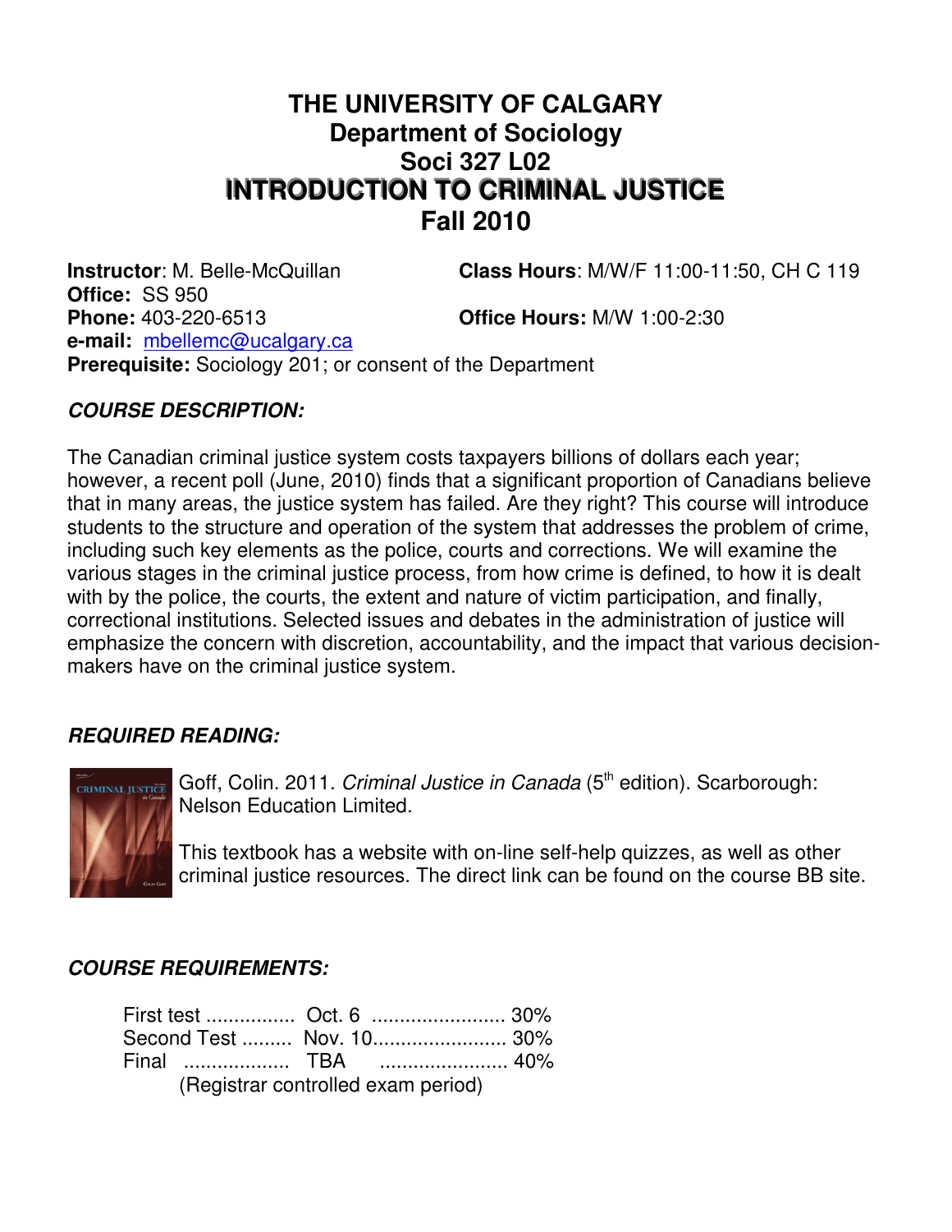# THE UNIVERSITY OF CALGARY
## Department of Sociology
## Soci 327 L02
# INTRODUCTION TO CRIMINAL JUSTICE
## Fall 2010

**Instructor**: M. Belle-McQuillan
**Class Hours**: M/W/F 11:00-11:50, CH C 119
**Office:** SS 950
**Phone:** 403-220-6513
**Office Hours:** M/W 1:00-2:30
**e-mail:** mbellemc@ucalgary.ca
**Prerequisite:** Sociology 201; or consent of the Department

### *COURSE DESCRIPTION:*

The Canadian criminal justice system costs taxpayers billions of dollars each year; however, a recent poll (June, 2010) finds that a significant proportion of Canadians believe that in many areas, the justice system has failed. Are they right? This course will introduce students to the structure and operation of the system that addresses the problem of crime, including such key elements as the police, courts and corrections. We will examine the various stages in the criminal justice process, from how crime is defined, to how it is dealt with by the police, the courts, the extent and nature of victim participation, and finally, correctional institutions. Selected issues and debates in the administration of justice will emphasize the concern with discretion, accountability, and the impact that various decision-makers have on the criminal justice system.

### *REQUIRED READING:*

Goff, Colin. 2011. *Criminal Justice in Canada* (5th edition). Scarborough: Nelson Education Limited.

This textbook has a website with on-line self-help quizzes, as well as other criminal justice resources. The direct link can be found on the course BB site.

### *COURSE REQUIREMENTS:*

First test ................ Oct. 6 ........................ 30%
Second Test ......... Nov. 10........................ 30%
Final .................. TBA ...................... 40%
(Registrar controlled exam period)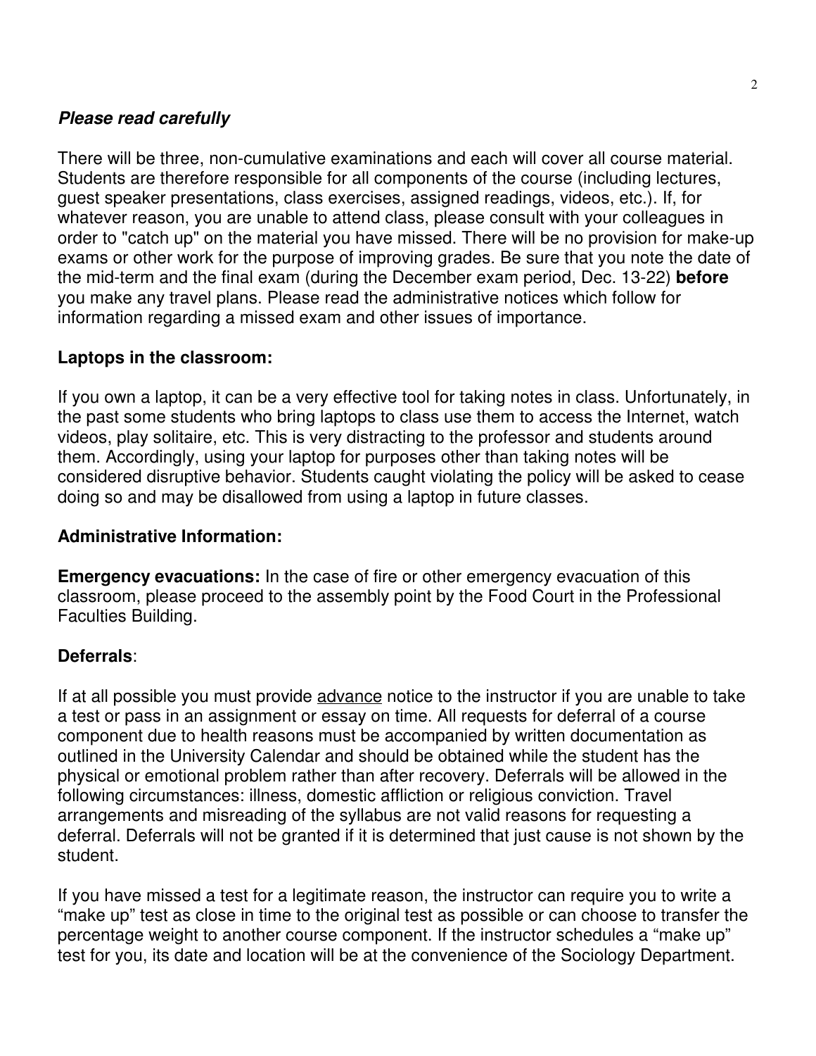***Please read carefully***

There will be three, non-cumulative examinations and each will cover all course material. Students are therefore responsible for all components of the course (including lectures, guest speaker presentations, class exercises, assigned readings, videos, etc.). If, for whatever reason, you are unable to attend class, please consult with your colleagues in order to "catch up" on the material you have missed. There will be no provision for make-up exams or other work for the purpose of improving grades. Be sure that you note the date of the mid-term and the final exam (during the December exam period, Dec. 13-22) **before** you make any travel plans. Please read the administrative notices which follow for information regarding a missed exam and other issues of importance.

**Laptops in the classroom:**

If you own a laptop, it can be a very effective tool for taking notes in class. Unfortunately, in the past some students who bring laptops to class use them to access the Internet, watch videos, play solitaire, etc. This is very distracting to the professor and students around them. Accordingly, using your laptop for purposes other than taking notes will be considered disruptive behavior. Students caught violating the policy will be asked to cease doing so and may be disallowed from using a laptop in future classes.

**Administrative Information:**

**Emergency evacuations:** In the case of fire or other emergency evacuation of this classroom, please proceed to the assembly point by the Food Court in the Professional Faculties Building.

**Deferrals**:

If at all possible you must provide <u>advance</u> notice to the instructor if you are unable to take a test or pass in an assignment or essay on time. All requests for deferral of a course component due to health reasons must be accompanied by written documentation as outlined in the University Calendar and should be obtained while the student has the physical or emotional problem rather than after recovery. Deferrals will be allowed in the following circumstances: illness, domestic affliction or religious conviction. Travel arrangements and misreading of the syllabus are not valid reasons for requesting a deferral. Deferrals will not be granted if it is determined that just cause is not shown by the student.

If you have missed a test for a legitimate reason, the instructor can require you to write a "make up" test as close in time to the original test as possible or can choose to transfer the percentage weight to another course component. If the instructor schedules a "make up" test for you, its date and location will be at the convenience of the Sociology Department.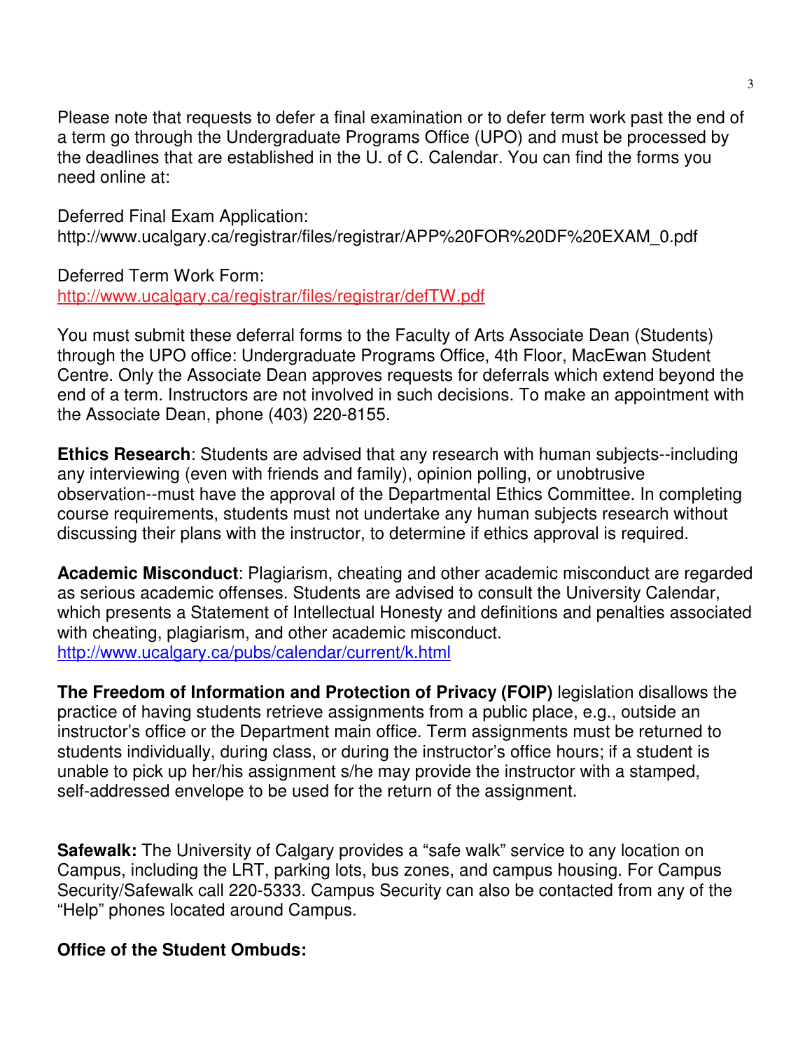Please note that requests to defer a final examination or to defer term work past the end of a term go through the Undergraduate Programs Office (UPO) and must be processed by the deadlines that are established in the U. of C. Calendar. You can find the forms you need online at:

Deferred Final Exam Application:
http://www.ucalgary.ca/registrar/files/registrar/APP%20FOR%20DF%20EXAM_0.pdf

Deferred Term Work Form:
http://www.ucalgary.ca/registrar/files/registrar/defTW.pdf

You must submit these deferral forms to the Faculty of Arts Associate Dean (Students) through the UPO office: Undergraduate Programs Office, 4th Floor, MacEwan Student Centre. Only the Associate Dean approves requests for deferrals which extend beyond the end of a term. Instructors are not involved in such decisions. To make an appointment with the Associate Dean, phone (403) 220-8155.

**Ethics Research**: Students are advised that any research with human subjects--including any interviewing (even with friends and family), opinion polling, or unobtrusive observation--must have the approval of the Departmental Ethics Committee. In completing course requirements, students must not undertake any human subjects research without discussing their plans with the instructor, to determine if ethics approval is required.

**Academic Misconduct**: Plagiarism, cheating and other academic misconduct are regarded as serious academic offenses. Students are advised to consult the University Calendar, which presents a Statement of Intellectual Honesty and definitions and penalties associated with cheating, plagiarism, and other academic misconduct.
http://www.ucalgary.ca/pubs/calendar/current/k.html

**The Freedom of Information and Protection of Privacy (FOIP)** legislation disallows the practice of having students retrieve assignments from a public place, e.g., outside an instructor's office or the Department main office. Term assignments must be returned to students individually, during class, or during the instructor's office hours; if a student is unable to pick up her/his assignment s/he may provide the instructor with a stamped, self-addressed envelope to be used for the return of the assignment.

**Safewalk:** The University of Calgary provides a "safe walk" service to any location on Campus, including the LRT, parking lots, bus zones, and campus housing. For Campus Security/Safewalk call 220-5333. Campus Security can also be contacted from any of the "Help" phones located around Campus.

**Office of the Student Ombuds:**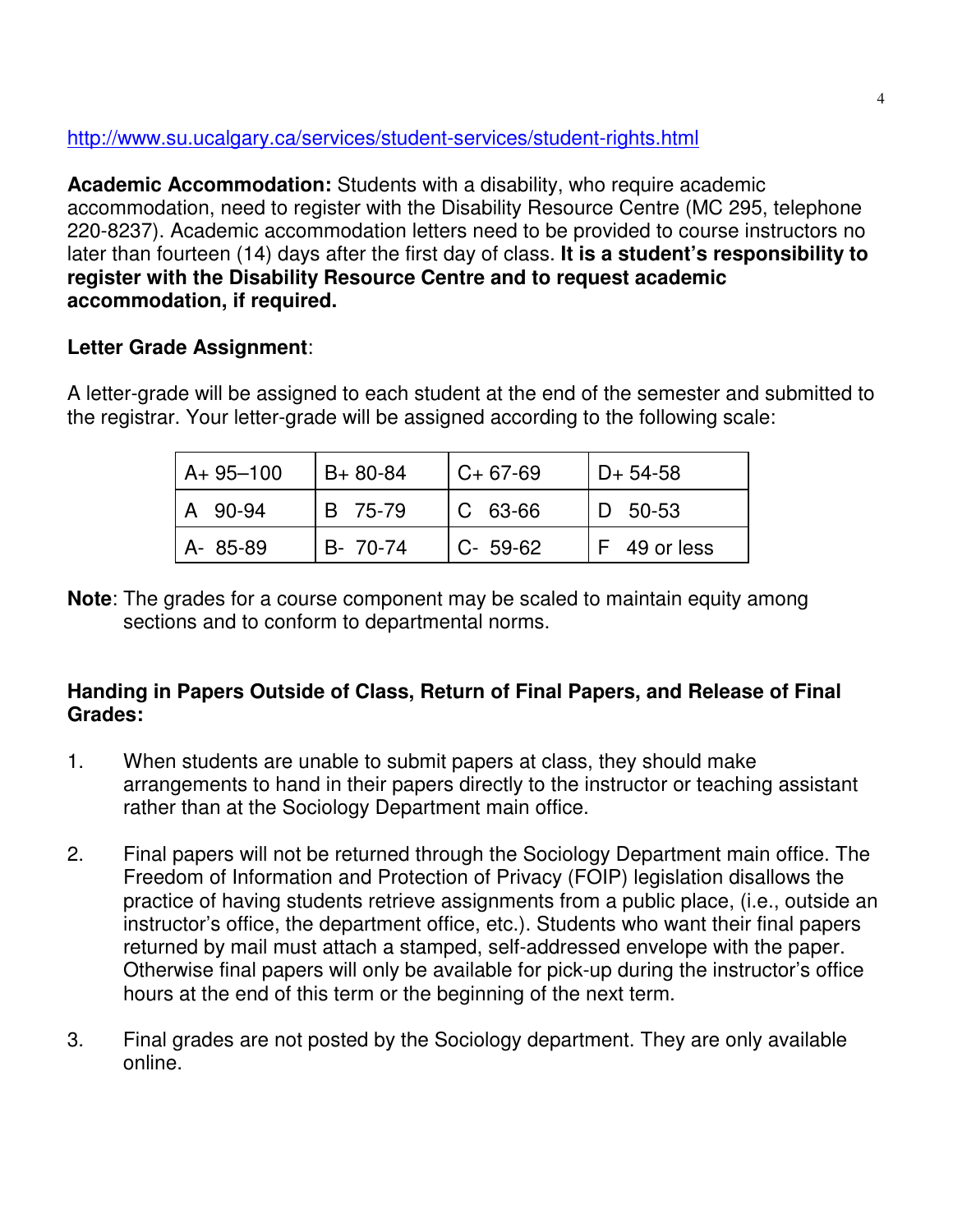http://www.su.ucalgary.ca/services/student-services/student-rights.html

**Academic Accommodation:** Students with a disability, who require academic accommodation, need to register with the Disability Resource Centre (MC 295, telephone 220-8237). Academic accommodation letters need to be provided to course instructors no later than fourteen (14) days after the first day of class. **It is a student's responsibility to register with the Disability Resource Centre and to request academic accommodation, if required.**

**Letter Grade Assignment**:

A letter-grade will be assigned to each student at the end of the semester and submitted to the registrar. Your letter-grade will be assigned according to the following scale:

| | | | |
|---|---|---|---|
| A+ 95–100 | B+ 80-84 | C+ 67-69 | D+ 54-58 |
| A 90-94 | B 75-79 | C 63-66 | D 50-53 |
| A- 85-89 | B- 70-74 | C- 59-62 | F 49 or less |

**Note**: The grades for a course component may be scaled to maintain equity among sections and to conform to departmental norms.

**Handing in Papers Outside of Class, Return of Final Papers, and Release of Final Grades:**

1. When students are unable to submit papers at class, they should make arrangements to hand in their papers directly to the instructor or teaching assistant rather than at the Sociology Department main office.

2. Final papers will not be returned through the Sociology Department main office. The Freedom of Information and Protection of Privacy (FOIP) legislation disallows the practice of having students retrieve assignments from a public place, (i.e., outside an instructor's office, the department office, etc.). Students who want their final papers returned by mail must attach a stamped, self-addressed envelope with the paper. Otherwise final papers will only be available for pick-up during the instructor's office hours at the end of this term or the beginning of the next term.

3. Final grades are not posted by the Sociology department. They are only available online.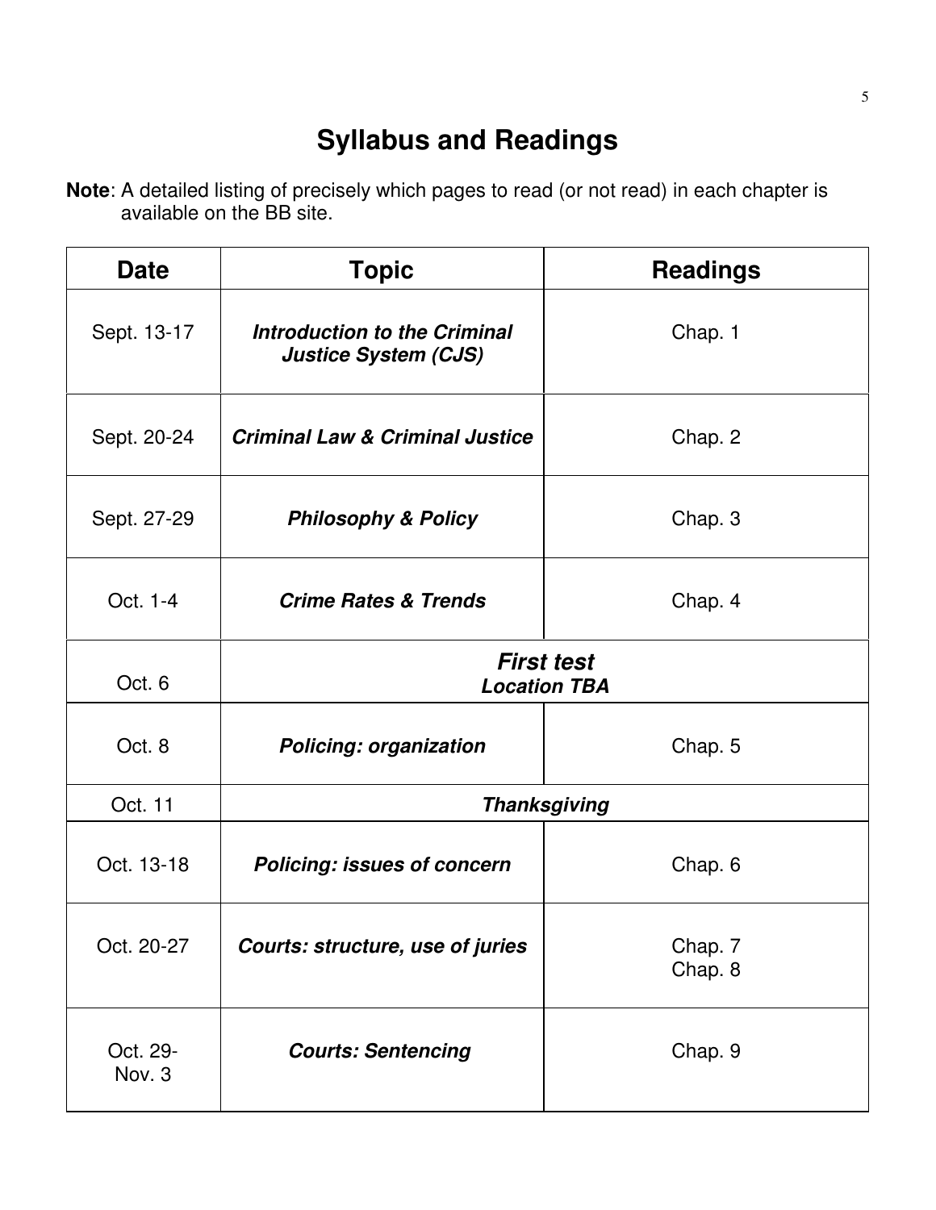# Syllabus and Readings

**Note**: A detailed listing of precisely which pages to read (or not read) in each chapter is available on the BB site.

| Date | Topic | Readings |
|---|---|---|
| Sept. 13-17 | ***Introduction to the Criminal Justice System (CJS)*** | Chap. 1 |
| Sept. 20-24 | ***Criminal Law & Criminal Justice*** | Chap. 2 |
| Sept. 27-29 | ***Philosophy & Policy*** | Chap. 3 |
| Oct. 1-4 | ***Crime Rates & Trends*** | Chap. 4 |
| Oct. 6 | ***First test*** ***Location TBA*** | |
| Oct. 8 | ***Policing: organization*** | Chap. 5 |
| Oct. 11 | ***Thanksgiving*** | |
| Oct. 13-18 | ***Policing: issues of concern*** | Chap. 6 |
| Oct. 20-27 | ***Courts: structure, use of juries*** | Chap. 7 Chap. 8 |
| Oct. 29-Nov. 3 | ***Courts: Sentencing*** | Chap. 9 |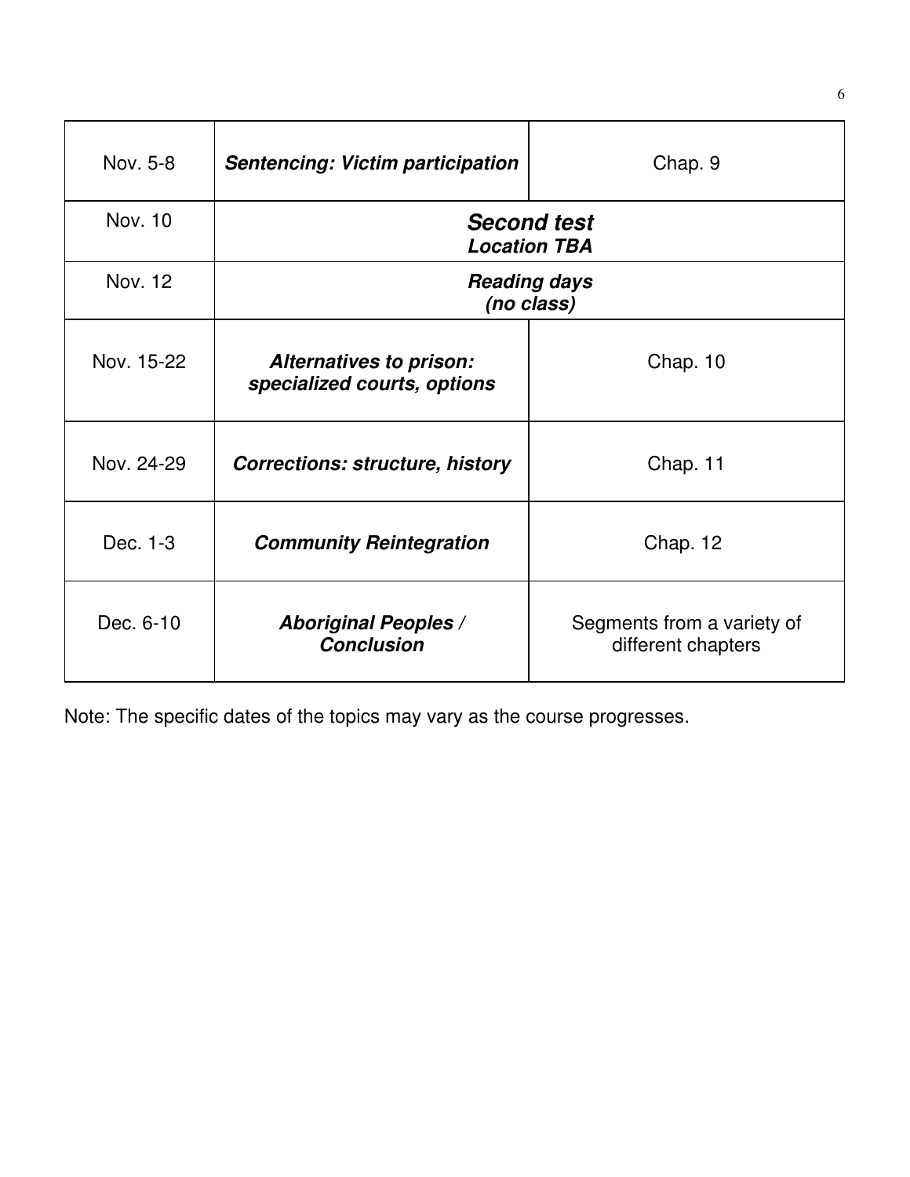| | | |
|---|---|---|
| Nov. 5-8 | ***Sentencing: Victim participation*** | Chap. 9 |
| Nov. 10 | ***Second test*** ***Location TBA*** | |
| Nov. 12 | ***Reading days*** ***(no class)*** | |
| Nov. 15-22 | ***Alternatives to prison: specialized courts, options*** | Chap. 10 |
| Nov. 24-29 | ***Corrections: structure, history*** | Chap. 11 |
| Dec. 1-3 | ***Community Reintegration*** | Chap. 12 |
| Dec. 6-10 | ***Aboriginal Peoples / Conclusion*** | Segments from a variety of different chapters |

Note: The specific dates of the topics may vary as the course progresses.